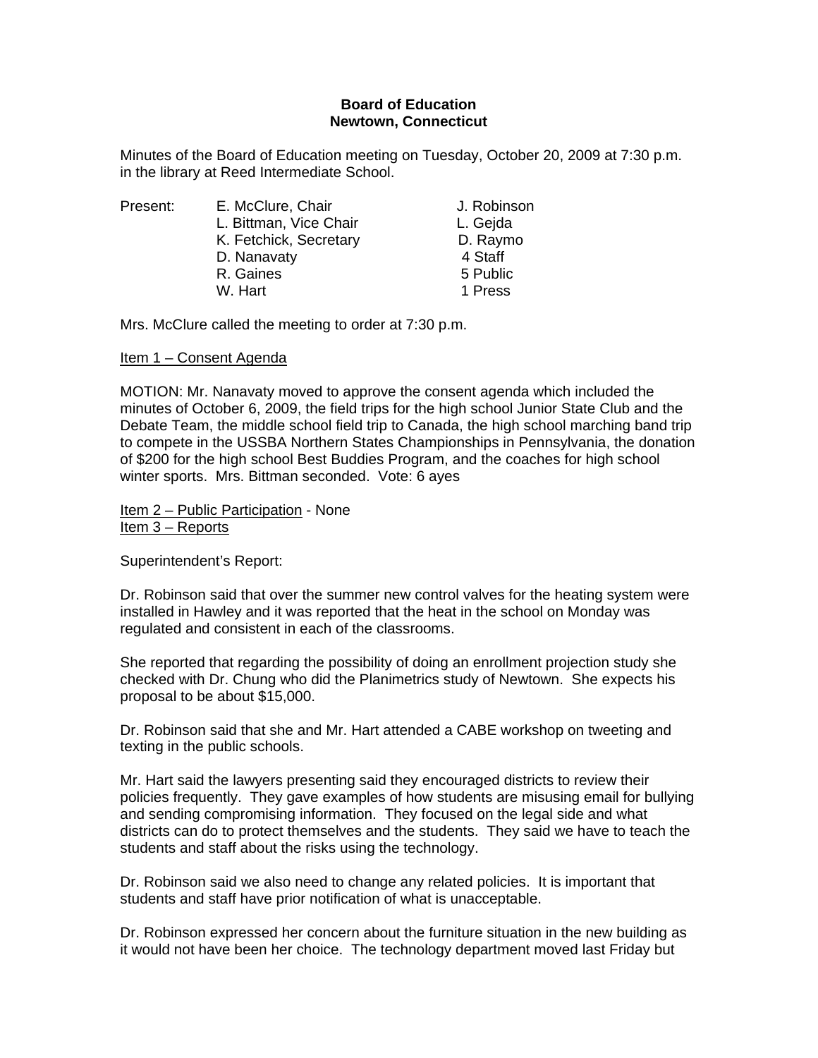**Board of Education**
**Newtown, Connecticut**

Minutes of the Board of Education meeting on Tuesday, October 20, 2009 at 7:30 p.m. in the library at Reed Intermediate School.

| Present: | | |
|---|---|---|
| | E. McClure, Chair | J. Robinson |
| | L. Bittman, Vice Chair | L. Gejda |
| | K. Fetchick, Secretary | D. Raymo |
| | D. Nanavaty | 4 Staff |
| | R. Gaines | 5 Public |
| | W. Hart | 1 Press |

Mrs. McClure called the meeting to order at 7:30 p.m.

Item 1 – Consent Agenda

MOTION: Mr. Nanavaty moved to approve the consent agenda which included the minutes of October 6, 2009, the field trips for the high school Junior State Club and the Debate Team, the middle school field trip to Canada, the high school marching band trip to compete in the USSBA Northern States Championships in Pennsylvania, the donation of $200 for the high school Best Buddies Program, and the coaches for high school winter sports. Mrs. Bittman seconded. Vote: 6 ayes

Item 2 – Public Participation - None

Item 3 – Reports

Superintendent's Report:

Dr. Robinson said that over the summer new control valves for the heating system were installed in Hawley and it was reported that the heat in the school on Monday was regulated and consistent in each of the classrooms.

She reported that regarding the possibility of doing an enrollment projection study she checked with Dr. Chung who did the Planimetrics study of Newtown. She expects his proposal to be about $15,000.

Dr. Robinson said that she and Mr. Hart attended a CABE workshop on tweeting and texting in the public schools.

Mr. Hart said the lawyers presenting said they encouraged districts to review their policies frequently. They gave examples of how students are misusing email for bullying and sending compromising information. They focused on the legal side and what districts can do to protect themselves and the students. They said we have to teach the students and staff about the risks using the technology.

Dr. Robinson said we also need to change any related policies. It is important that students and staff have prior notification of what is unacceptable.

Dr. Robinson expressed her concern about the furniture situation in the new building as it would not have been her choice. The technology department moved last Friday but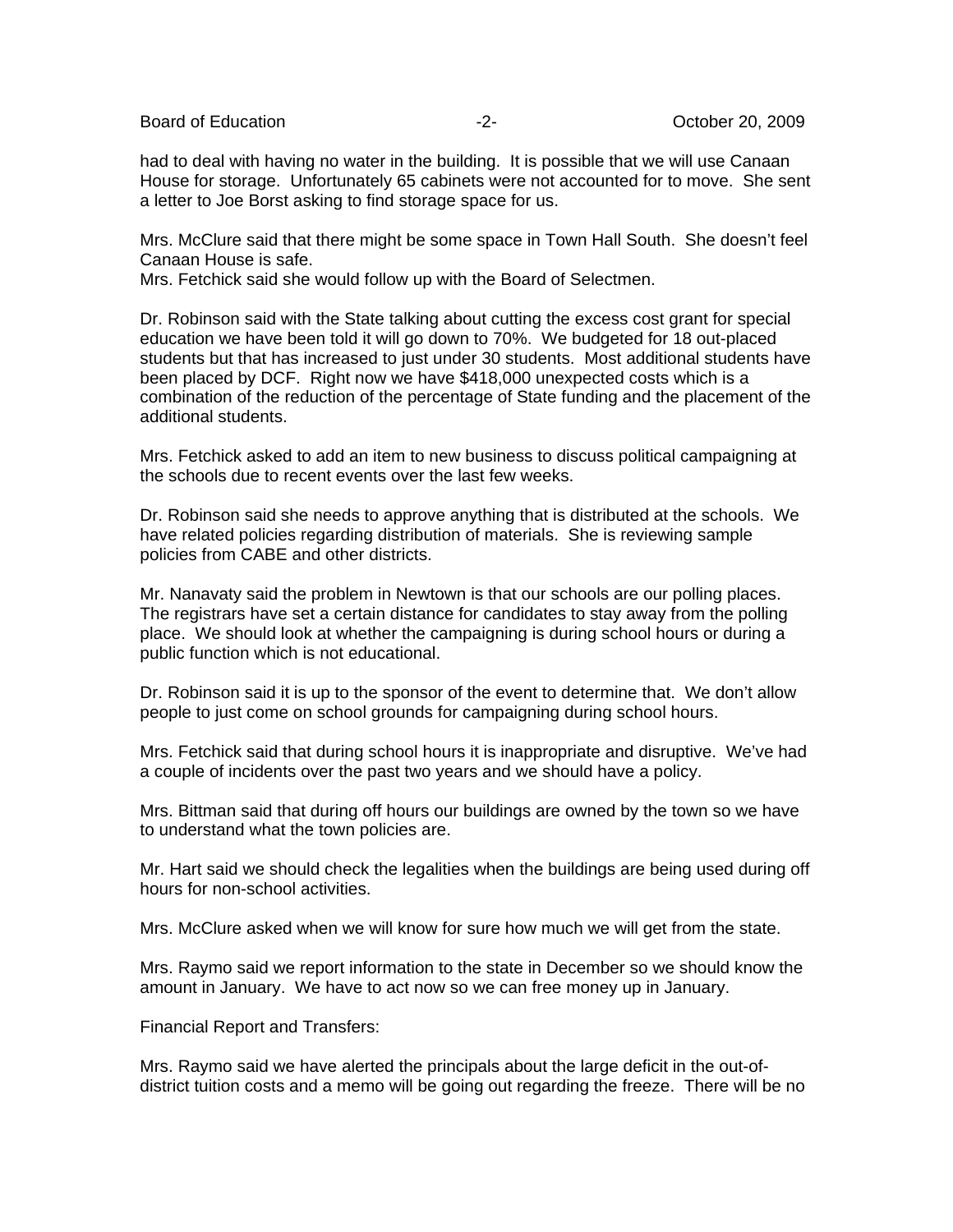had to deal with having no water in the building. It is possible that we will use Canaan House for storage. Unfortunately 65 cabinets were not accounted for to move. She sent a letter to Joe Borst asking to find storage space for us.

Mrs. McClure said that there might be some space in Town Hall South. She doesn't feel Canaan House is safe.
Mrs. Fetchick said she would follow up with the Board of Selectmen.

Dr. Robinson said with the State talking about cutting the excess cost grant for special education we have been told it will go down to 70%. We budgeted for 18 out-placed students but that has increased to just under 30 students. Most additional students have been placed by DCF. Right now we have $418,000 unexpected costs which is a combination of the reduction of the percentage of State funding and the placement of the additional students.

Mrs. Fetchick asked to add an item to new business to discuss political campaigning at the schools due to recent events over the last few weeks.

Dr. Robinson said she needs to approve anything that is distributed at the schools. We have related policies regarding distribution of materials. She is reviewing sample policies from CABE and other districts.

Mr. Nanavaty said the problem in Newtown is that our schools are our polling places. The registrars have set a certain distance for candidates to stay away from the polling place. We should look at whether the campaigning is during school hours or during a public function which is not educational.

Dr. Robinson said it is up to the sponsor of the event to determine that. We don't allow people to just come on school grounds for campaigning during school hours.

Mrs. Fetchick said that during school hours it is inappropriate and disruptive. We've had a couple of incidents over the past two years and we should have a policy.

Mrs. Bittman said that during off hours our buildings are owned by the town so we have to understand what the town policies are.

Mr. Hart said we should check the legalities when the buildings are being used during off hours for non-school activities.

Mrs. McClure asked when we will know for sure how much we will get from the state.

Mrs. Raymo said we report information to the state in December so we should know the amount in January. We have to act now so we can free money up in January.

Financial Report and Transfers:

Mrs. Raymo said we have alerted the principals about the large deficit in the out-of-district tuition costs and a memo will be going out regarding the freeze. There will be no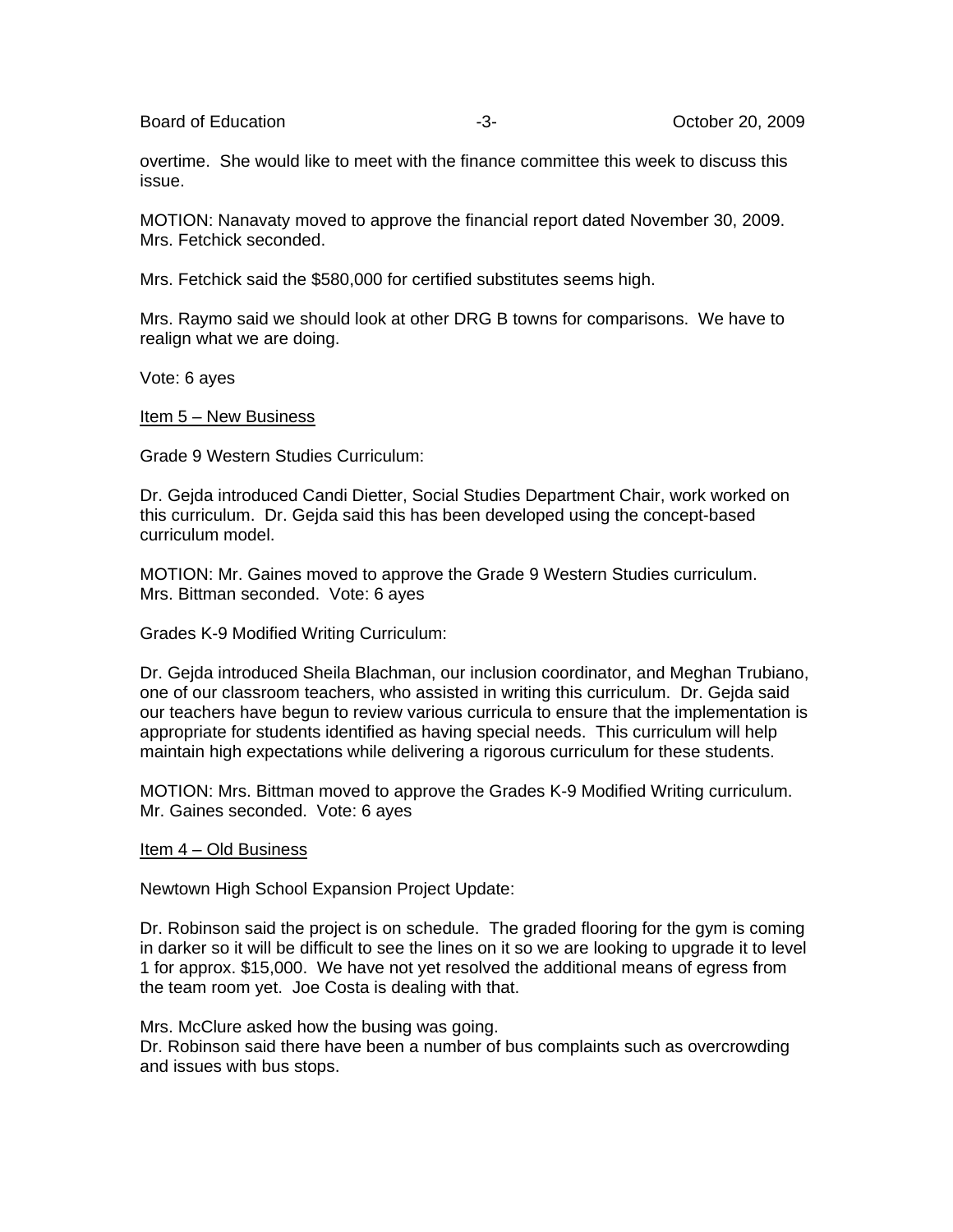overtime. She would like to meet with the finance committee this week to discuss this issue.

MOTION: Nanavaty moved to approve the financial report dated November 30, 2009. Mrs. Fetchick seconded.

Mrs. Fetchick said the $580,000 for certified substitutes seems high.

Mrs. Raymo said we should look at other DRG B towns for comparisons. We have to realign what we are doing.

Vote: 6 ayes

Item 5 – New Business

Grade 9 Western Studies Curriculum:

Dr. Gejda introduced Candi Dietter, Social Studies Department Chair, work worked on this curriculum. Dr. Gejda said this has been developed using the concept-based curriculum model.

MOTION: Mr. Gaines moved to approve the Grade 9 Western Studies curriculum. Mrs. Bittman seconded. Vote: 6 ayes

Grades K-9 Modified Writing Curriculum:

Dr. Gejda introduced Sheila Blachman, our inclusion coordinator, and Meghan Trubiano, one of our classroom teachers, who assisted in writing this curriculum. Dr. Gejda said our teachers have begun to review various curricula to ensure that the implementation is appropriate for students identified as having special needs. This curriculum will help maintain high expectations while delivering a rigorous curriculum for these students.

MOTION: Mrs. Bittman moved to approve the Grades K-9 Modified Writing curriculum. Mr. Gaines seconded. Vote: 6 ayes

Item 4 – Old Business

Newtown High School Expansion Project Update:

Dr. Robinson said the project is on schedule. The graded flooring for the gym is coming in darker so it will be difficult to see the lines on it so we are looking to upgrade it to level 1 for approx. $15,000. We have not yet resolved the additional means of egress from the team room yet. Joe Costa is dealing with that.

Mrs. McClure asked how the busing was going.
Dr. Robinson said there have been a number of bus complaints such as overcrowding and issues with bus stops.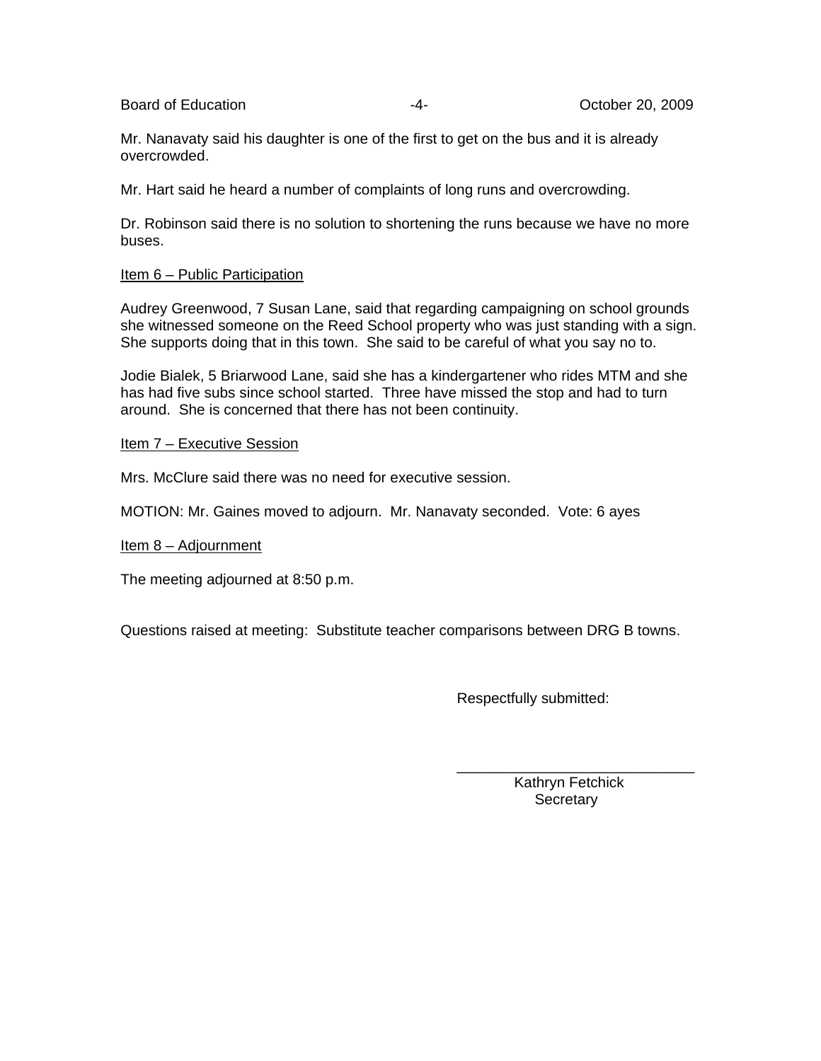Mr. Nanavaty said his daughter is one of the first to get on the bus and it is already overcrowded.

Mr. Hart said he heard a number of complaints of long runs and overcrowding.

Dr. Robinson said there is no solution to shortening the runs because we have no more buses.

Item 6 – Public Participation

Audrey Greenwood, 7 Susan Lane, said that regarding campaigning on school grounds she witnessed someone on the Reed School property who was just standing with a sign. She supports doing that in this town. She said to be careful of what you say no to.

Jodie Bialek, 5 Briarwood Lane, said she has a kindergartener who rides MTM and she has had five subs since school started. Three have missed the stop and had to turn around. She is concerned that there has not been continuity.

Item 7 – Executive Session

Mrs. McClure said there was no need for executive session.

MOTION: Mr. Gaines moved to adjourn. Mr. Nanavaty seconded. Vote: 6 ayes

Item 8 – Adjournment

The meeting adjourned at 8:50 p.m.

Questions raised at meeting: Substitute teacher comparisons between DRG B towns.

Respectfully submitted:

\_\_\_\_\_\_\_\_\_\_\_\_\_\_\_\_\_\_\_\_\_\_\_\_\_\_\_\_\_\_

Kathryn Fetchick
Secretary